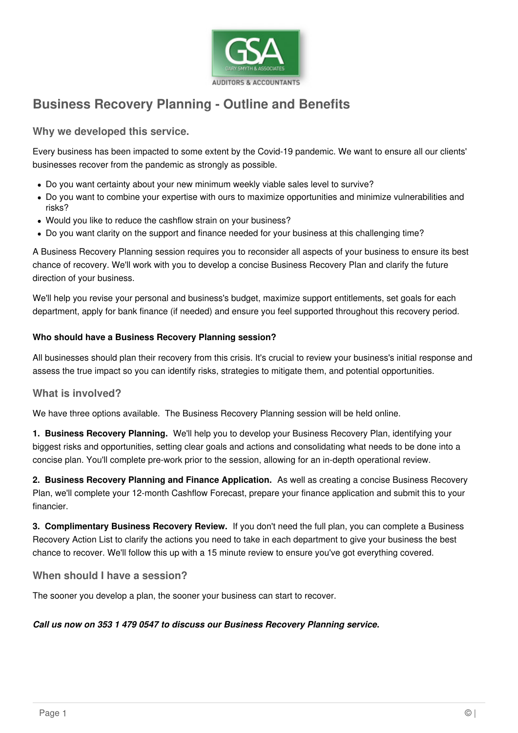# Business Recovery Planning - Outline and Benefits

## Why we developed this service.

Every business has been impacted to some extent by the Covid-19 pandemic. We want to ensure all our clients' businesses recover from the pandemic as strongly as possible.

- Do you want certainty about your new minimum weekly viable sales level to survive?
- Do you want to combine your expertise with ours to maximize opportunities and minimize vulnerabilities and risks?
- Would you like to reduce the cashflow strain on your business?
- Do you want clarity on the support and finance needed for your business at this challenging time?

A Business Recovery Planning session requires you to reconsider all aspects of your business to ensure its best chance of recovery. We'll work with you to develop a concise Business Recovery Plan and clarify the future direction of your business.

We'll help you revise your personal and business's budget, maximize support entitlements, set goals for each department, apply for bank finance (if needed) and ensure you feel supported throughout this recovery period.

#### Who should have a Business Recovery Planning session?

All businesses should plan their recovery from this crisis. It's crucial to review your business's initial response and assess the true impact so you can identify risks, strategies to mitigate them, and potential opportunities.

## What is involved?

We have three options available. The Business Recovery Planning session will be held online.

**1. Business Recovery Planning.** We'll help you to develop your Business Recovery Plan, identifying your biggest risks and opportunities, setting clear goals and actions and consolidating what needs to be done into a concise plan. You'll complete pre-work prior to the session, allowing for an in-depth operational review.

**2. Business Recovery Planning and Finance Application.** As well as creating a concise Business Recovery Plan, we'll complete your 12-month Cashflow Forecast, prepare your finance application and submit this to your financier.

**3. Complimentary Business Recovery Review.** If you don't need the full plan, you can complete a Business Recovery Action List to clarify the actions you need to take in each department to give your business the best chance to recover. We'll follow this up with a 15 minute review to ensure you've got everything covered.

## When should I have a session?

The sooner you develop a plan, the sooner your business can start to recover.

***Call us now on 353 1 479 0547 to discuss our Business Recovery Planning service.***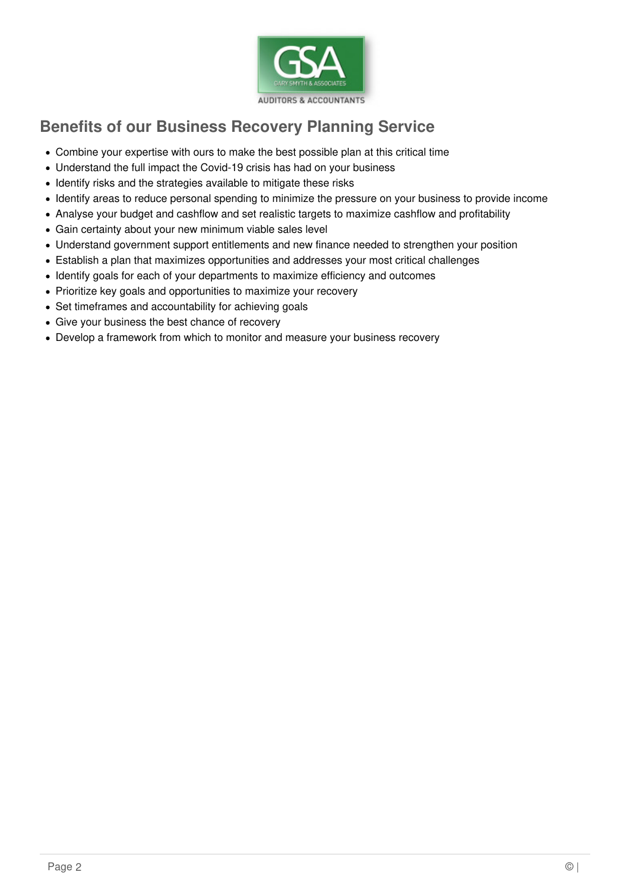## Benefits of our Business Recovery Planning Service

- Combine your expertise with ours to make the best possible plan at this critical time
- Understand the full impact the Covid-19 crisis has had on your business
- Identify risks and the strategies available to mitigate these risks
- Identify areas to reduce personal spending to minimize the pressure on your business to provide income
- Analyse your budget and cashflow and set realistic targets to maximize cashflow and profitability
- Gain certainty about your new minimum viable sales level
- Understand government support entitlements and new finance needed to strengthen your position
- Establish a plan that maximizes opportunities and addresses your most critical challenges
- Identify goals for each of your departments to maximize efficiency and outcomes
- Prioritize key goals and opportunities to maximize your recovery
- Set timeframes and accountability for achieving goals
- Give your business the best chance of recovery
- Develop a framework from which to monitor and measure your business recovery